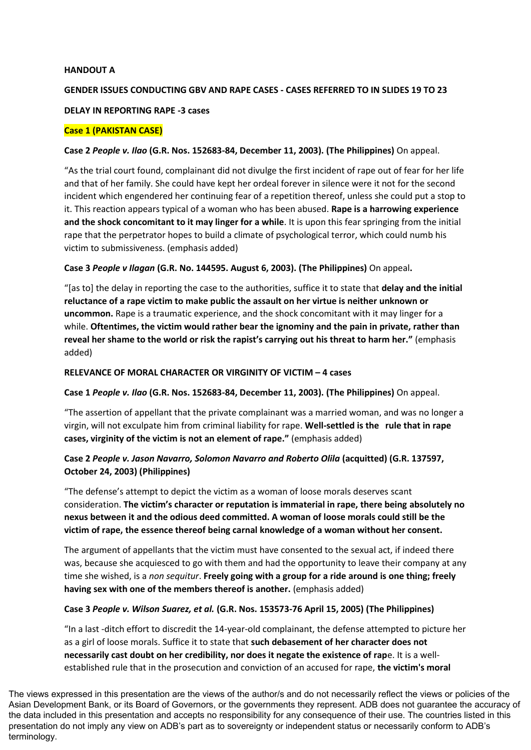**HANDOUT A**

**GENDER ISSUES CONDUCTING GBV AND RAPE CASES - CASES REFERRED TO IN SLIDES 19 TO 23**

**DELAY IN REPORTING RAPE -3 cases**

**Case 1 (PAKISTAN CASE)**

**Case 2 *People v. Ilao* (G.R. Nos. 152683-84, December 11, 2003). (The Philippines)** On appeal.

"As the trial court found, complainant did not divulge the first incident of rape out of fear for her life and that of her family. She could have kept her ordeal forever in silence were it not for the second incident which engendered her continuing fear of a repetition thereof, unless she could put a stop to it. This reaction appears typical of a woman who has been abused. **Rape is a harrowing experience and the shock concomitant to it may linger for a while**. It is upon this fear springing from the initial rape that the perpetrator hopes to build a climate of psychological terror, which could numb his victim to submissiveness. (emphasis added)

**Case 3 *People v Ilagan* (G.R. No. 144595. August 6, 2003). (The Philippines)** On appeal**.**

"[as to] the delay in reporting the case to the authorities, suffice it to state that **delay and the initial reluctance of a rape victim to make public the assault on her virtue is neither unknown or uncommon.** Rape is a traumatic experience, and the shock concomitant with it may linger for a while. **Oftentimes, the victim would rather bear the ignominy and the pain in private, rather than reveal her shame to the world or risk the rapist's carrying out his threat to harm her."** (emphasis added)

**RELEVANCE OF MORAL CHARACTER OR VIRGINITY OF VICTIM – 4 cases**

**Case 1 *People v. Ilao* (G.R. Nos. 152683-84, December 11, 2003). (The Philippines)** On appeal.

"The assertion of appellant that the private complainant was a married woman, and was no longer a virgin, will not exculpate him from criminal liability for rape. **Well-settled is the rule that in rape cases, virginity of the victim is not an element of rape."** (emphasis added)

**Case 2 *People v. Jason Navarro, Solomon Navarro and Roberto Olila* (acquitted) (G.R. 137597, October 24, 2003) (Philippines)**

"The defense's attempt to depict the victim as a woman of loose morals deserves scant consideration. **The victim's character or reputation is immaterial in rape, there being absolutely no nexus between it and the odious deed committed. A woman of loose morals could still be the victim of rape, the essence thereof being carnal knowledge of a woman without her consent.**

The argument of appellants that the victim must have consented to the sexual act, if indeed there was, because she acquiesced to go with them and had the opportunity to leave their company at any time she wished, is a *non sequitur*. **Freely going with a group for a ride around is one thing; freely having sex with one of the members thereof is another.** (emphasis added)

**Case 3 *People v. Wilson Suarez, et al.* (G.R. Nos. 153573-76 April 15, 2005) (The Philippines)**

"In a last -ditch effort to discredit the 14-year-old complainant, the defense attempted to picture her as a girl of loose morals. Suffice it to state that **such debasement of her character does not necessarily cast doubt on her credibility, nor does it negate the existence of rap**e. It is a well-established rule that in the prosecution and conviction of an accused for rape, **the victim's moral**

The views expressed in this presentation are the views of the author/s and do not necessarily reflect the views or policies of the Asian Development Bank, or its Board of Governors, or the governments they represent. ADB does not guarantee the accuracy of the data included in this presentation and accepts no responsibility for any consequence of their use. The countries listed in this presentation do not imply any view on ADB's part as to sovereignty or independent status or necessarily conform to ADB's terminology.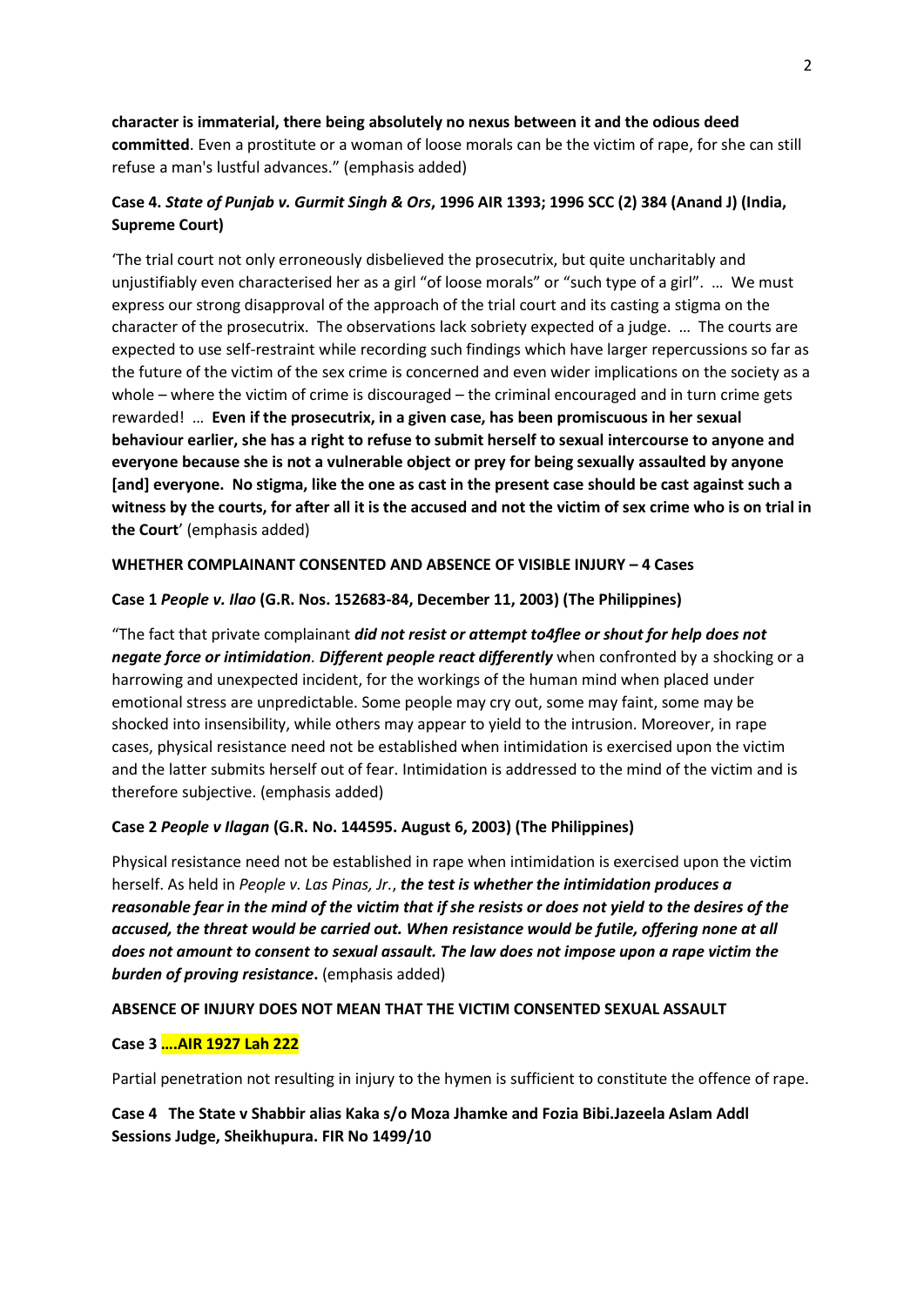**character is immaterial, there being absolutely no nexus between it and the odious deed committed**. Even a prostitute or a woman of loose morals can be the victim of rape, for she can still refuse a man's lustful advances." (emphasis added)

**Case 4. *State of Punjab v. Gurmit Singh & Ors*, 1996 AIR 1393; 1996 SCC (2) 384 (Anand J) (India, Supreme Court)**

'The trial court not only erroneously disbelieved the prosecutrix, but quite uncharitably and unjustifiably even characterised her as a girl "of loose morals" or "such type of a girl". … We must express our strong disapproval of the approach of the trial court and its casting a stigma on the character of the prosecutrix. The observations lack sobriety expected of a judge. … The courts are expected to use self-restraint while recording such findings which have larger repercussions so far as the future of the victim of the sex crime is concerned and even wider implications on the society as a whole – where the victim of crime is discouraged – the criminal encouraged and in turn crime gets rewarded! … **Even if the prosecutrix, in a given case, has been promiscuous in her sexual behaviour earlier, she has a right to refuse to submit herself to sexual intercourse to anyone and everyone because she is not a vulnerable object or prey for being sexually assaulted by anyone [and] everyone. No stigma, like the one as cast in the present case should be cast against such a witness by the courts, for after all it is the accused and not the victim of sex crime who is on trial in the Court**' (emphasis added)

**WHETHER COMPLAINANT CONSENTED AND ABSENCE OF VISIBLE INJURY – 4 Cases**

**Case 1 *People v. Ilao* (G.R. Nos. 152683-84, December 11, 2003) (The Philippines)**

"The fact that private complainant ***did not resist or attempt to4flee or shout for help does not negate force or intimidation***. ***Different people react differently*** when confronted by a shocking or a harrowing and unexpected incident, for the workings of the human mind when placed under emotional stress are unpredictable. Some people may cry out, some may faint, some may be shocked into insensibility, while others may appear to yield to the intrusion. Moreover, in rape cases, physical resistance need not be established when intimidation is exercised upon the victim and the latter submits herself out of fear. Intimidation is addressed to the mind of the victim and is therefore subjective. (emphasis added)

**Case 2 *People v Ilagan* (G.R. No. 144595. August 6, 2003) (The Philippines)**

Physical resistance need not be established in rape when intimidation is exercised upon the victim herself. As held in *People v. Las Pinas, Jr.*, ***the test is whether the intimidation produces a reasonable fear in the mind of the victim that if she resists or does not yield to the desires of the accused, the threat would be carried out. When resistance would be futile, offering none at all does not amount to consent to sexual assault. The law does not impose upon a rape victim the burden of proving resistance***. (emphasis added)

**ABSENCE OF INJURY DOES NOT MEAN THAT THE VICTIM CONSENTED SEXUAL ASSAULT**

**Case 3 ….AIR 1927 Lah 222**

Partial penetration not resulting in injury to the hymen is sufficient to constitute the offence of rape.

**Case 4 The State v Shabbir alias Kaka s/o Moza Jhamke and Fozia Bibi.Jazeela Aslam Addl Sessions Judge, Sheikhupura. FIR No 1499/10**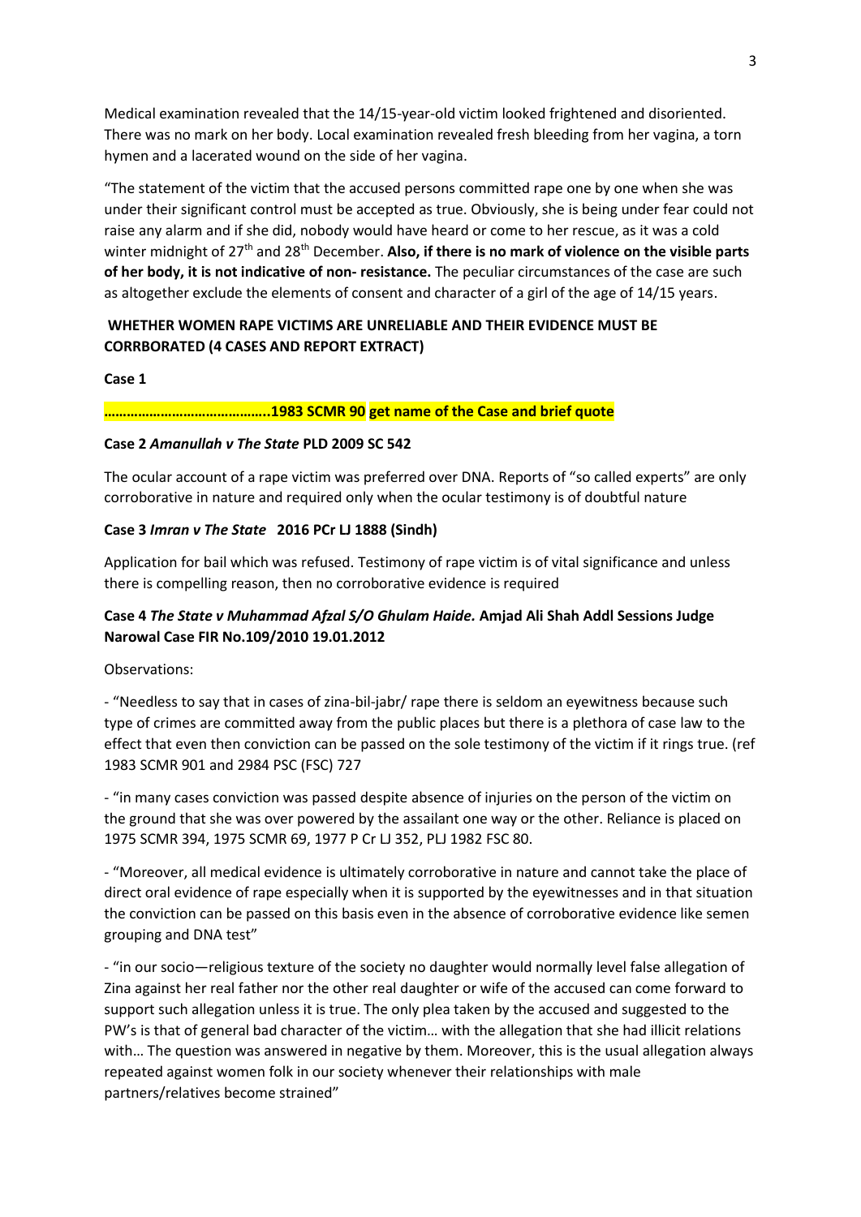Medical examination revealed that the 14/15-year-old victim looked frightened and disoriented. There was no mark on her body. Local examination revealed fresh bleeding from her vagina, a torn hymen and a lacerated wound on the side of her vagina.

"The statement of the victim that the accused persons committed rape one by one when she was under their significant control must be accepted as true. Obviously, she is being under fear could not raise any alarm and if she did, nobody would have heard or come to her rescue, as it was a cold winter midnight of 27th and 28th December. **Also, if there is no mark of violence on the visible parts of her body, it is not indicative of non- resistance.** The peculiar circumstances of the case are such as altogether exclude the elements of consent and character of a girl of the age of 14/15 years.

**WHETHER WOMEN RAPE VICTIMS ARE UNRELIABLE AND THEIR EVIDENCE MUST BE CORRBORATED (4 CASES AND REPORT EXTRACT)**

**Case 1**

**……………………………………..1983 SCMR 90 get name of the Case and brief quote**

**Case 2 *Amanullah v The State* PLD 2009 SC 542**

The ocular account of a rape victim was preferred over DNA. Reports of "so called experts" are only corroborative in nature and required only when the ocular testimony is of doubtful nature

**Case 3 *Imran v The State* 2016 PCr LJ 1888 (Sindh)**

Application for bail which was refused. Testimony of rape victim is of vital significance and unless there is compelling reason, then no corroborative evidence is required

**Case 4 *The State v Muhammad Afzal S/O Ghulam Haide.* Amjad Ali Shah Addl Sessions Judge Narowal Case FIR No.109/2010 19.01.2012**

Observations:

- "Needless to say that in cases of zina-bil-jabr/ rape there is seldom an eyewitness because such type of crimes are committed away from the public places but there is a plethora of case law to the effect that even then conviction can be passed on the sole testimony of the victim if it rings true. (ref 1983 SCMR 901 and 2984 PSC (FSC) 727

- "in many cases conviction was passed despite absence of injuries on the person of the victim on the ground that she was over powered by the assailant one way or the other. Reliance is placed on 1975 SCMR 394, 1975 SCMR 69, 1977 P Cr LJ 352, PLJ 1982 FSC 80.

- "Moreover, all medical evidence is ultimately corroborative in nature and cannot take the place of direct oral evidence of rape especially when it is supported by the eyewitnesses and in that situation the conviction can be passed on this basis even in the absence of corroborative evidence like semen grouping and DNA test"

- "in our socio—religious texture of the society no daughter would normally level false allegation of Zina against her real father nor the other real daughter or wife of the accused can come forward to support such allegation unless it is true. The only plea taken by the accused and suggested to the PW's is that of general bad character of the victim… with the allegation that she had illicit relations with… The question was answered in negative by them. Moreover, this is the usual allegation always repeated against women folk in our society whenever their relationships with male partners/relatives become strained"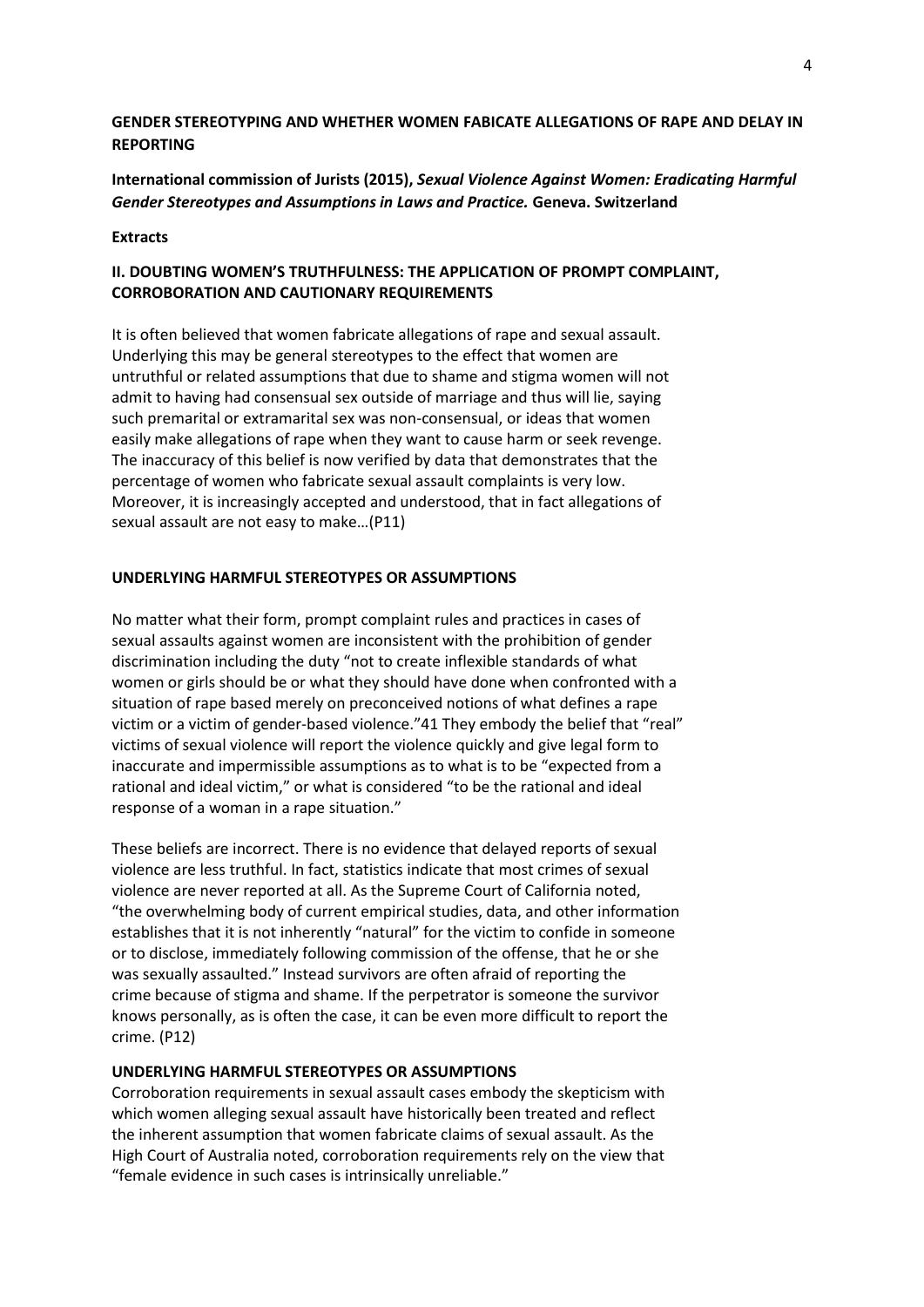**GENDER STEREOTYPING AND WHETHER WOMEN FABICATE ALLEGATIONS OF RAPE AND DELAY IN REPORTING**

**International commission of Jurists (2015), *Sexual Violence Against Women: Eradicating Harmful Gender Stereotypes and Assumptions in Laws and Practice.* Geneva. Switzerland**

**Extracts**

**II. DOUBTING WOMEN'S TRUTHFULNESS: THE APPLICATION OF PROMPT COMPLAINT, CORROBORATION AND CAUTIONARY REQUIREMENTS**

It is often believed that women fabricate allegations of rape and sexual assault. Underlying this may be general stereotypes to the effect that women are untruthful or related assumptions that due to shame and stigma women will not admit to having had consensual sex outside of marriage and thus will lie, saying such premarital or extramarital sex was non-consensual, or ideas that women easily make allegations of rape when they want to cause harm or seek revenge. The inaccuracy of this belief is now verified by data that demonstrates that the percentage of women who fabricate sexual assault complaints is very low. Moreover, it is increasingly accepted and understood, that in fact allegations of sexual assault are not easy to make…(P11)

**UNDERLYING HARMFUL STEREOTYPES OR ASSUMPTIONS**

No matter what their form, prompt complaint rules and practices in cases of sexual assaults against women are inconsistent with the prohibition of gender discrimination including the duty "not to create inflexible standards of what women or girls should be or what they should have done when confronted with a situation of rape based merely on preconceived notions of what defines a rape victim or a victim of gender-based violence."41 They embody the belief that "real" victims of sexual violence will report the violence quickly and give legal form to inaccurate and impermissible assumptions as to what is to be "expected from a rational and ideal victim," or what is considered "to be the rational and ideal response of a woman in a rape situation."

These beliefs are incorrect. There is no evidence that delayed reports of sexual violence are less truthful. In fact, statistics indicate that most crimes of sexual violence are never reported at all. As the Supreme Court of California noted, "the overwhelming body of current empirical studies, data, and other information establishes that it is not inherently "natural" for the victim to confide in someone or to disclose, immediately following commission of the offense, that he or she was sexually assaulted." Instead survivors are often afraid of reporting the crime because of stigma and shame. If the perpetrator is someone the survivor knows personally, as is often the case, it can be even more difficult to report the crime. (P12)

**UNDERLYING HARMFUL STEREOTYPES OR ASSUMPTIONS**

Corroboration requirements in sexual assault cases embody the skepticism with which women alleging sexual assault have historically been treated and reflect the inherent assumption that women fabricate claims of sexual assault. As the High Court of Australia noted, corroboration requirements rely on the view that "female evidence in such cases is intrinsically unreliable."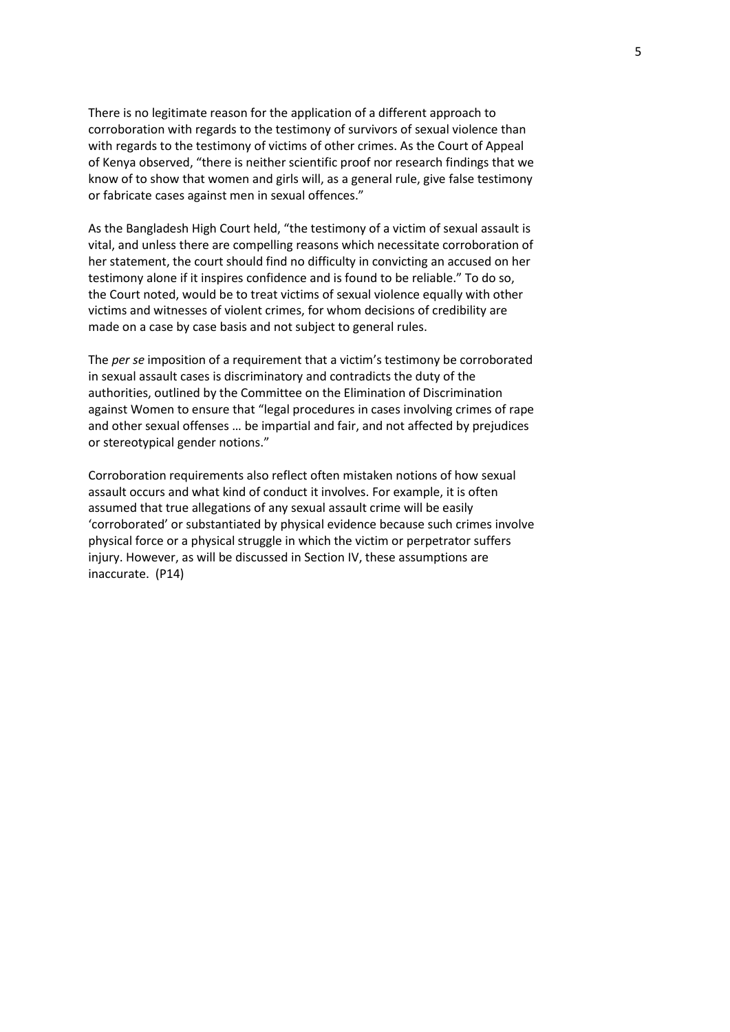There is no legitimate reason for the application of a different approach to corroboration with regards to the testimony of survivors of sexual violence than with regards to the testimony of victims of other crimes. As the Court of Appeal of Kenya observed, "there is neither scientific proof nor research findings that we know of to show that women and girls will, as a general rule, give false testimony or fabricate cases against men in sexual offences."

As the Bangladesh High Court held, "the testimony of a victim of sexual assault is vital, and unless there are compelling reasons which necessitate corroboration of her statement, the court should find no difficulty in convicting an accused on her testimony alone if it inspires confidence and is found to be reliable." To do so, the Court noted, would be to treat victims of sexual violence equally with other victims and witnesses of violent crimes, for whom decisions of credibility are made on a case by case basis and not subject to general rules.

The *per se* imposition of a requirement that a victim's testimony be corroborated in sexual assault cases is discriminatory and contradicts the duty of the authorities, outlined by the Committee on the Elimination of Discrimination against Women to ensure that "legal procedures in cases involving crimes of rape and other sexual offenses … be impartial and fair, and not affected by prejudices or stereotypical gender notions."

Corroboration requirements also reflect often mistaken notions of how sexual assault occurs and what kind of conduct it involves. For example, it is often assumed that true allegations of any sexual assault crime will be easily 'corroborated' or substantiated by physical evidence because such crimes involve physical force or a physical struggle in which the victim or perpetrator suffers injury. However, as will be discussed in Section IV, these assumptions are inaccurate. (P14)